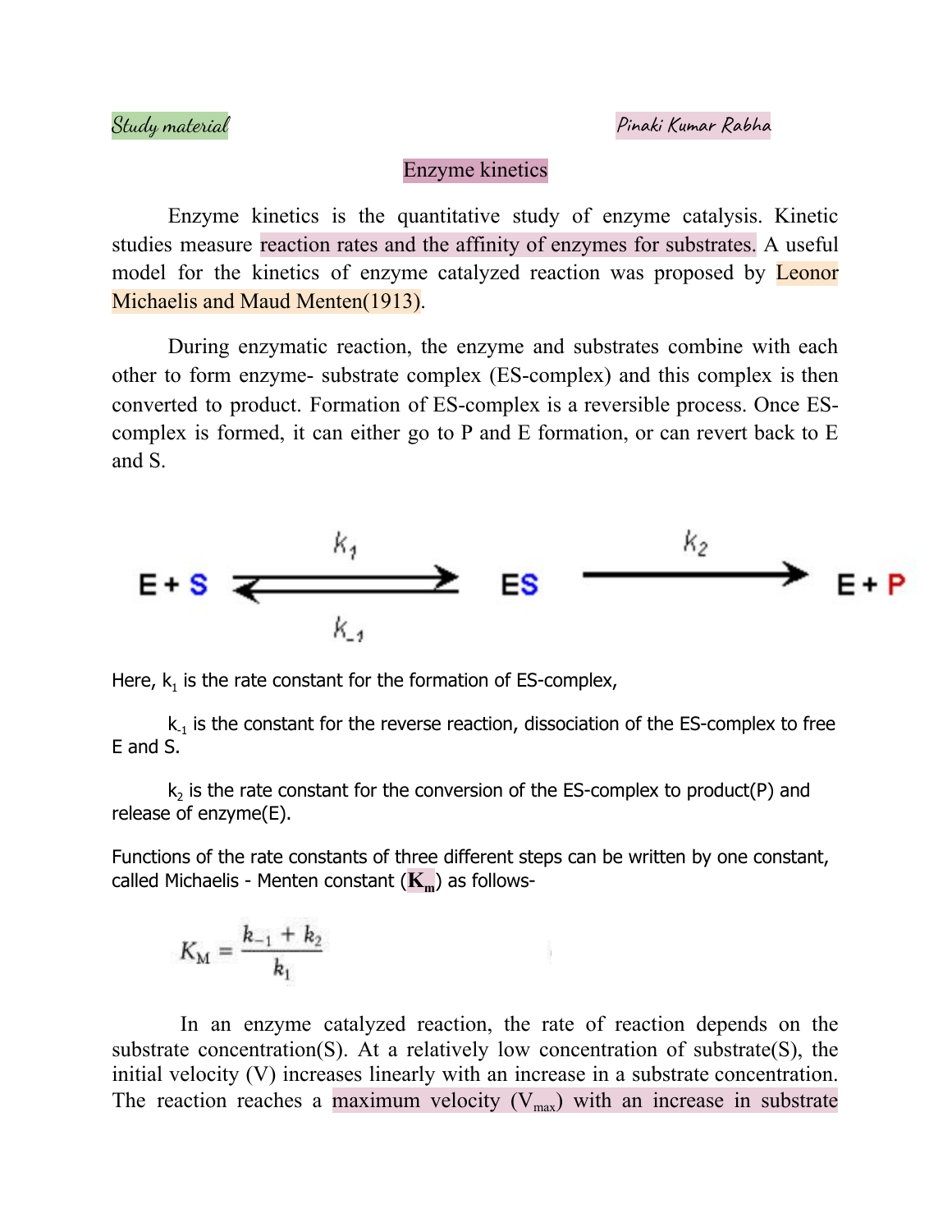*Study material* | *Pinaki Kumar Rabha*

# Enzyme kinetics

Enzyme kinetics is the quantitative study of enzyme catalysis. Kinetic studies measure reaction rates and the affinity of enzymes for substrates. A useful model for the kinetics of enzyme catalyzed reaction was proposed by Leonor Michaelis and Maud Menten(1913).

During enzymatic reaction, the enzyme and substrates combine with each other to form enzyme- substrate complex (ES-complex) and this complex is then converted to product. Formation of ES-complex is a reversible process. Once ES-complex is formed, it can either go to P and E formation, or can revert back to E and S.

$$E + S \underset{k_{-1}}{\overset{k_1}{\rightleftharpoons}} ES \xrightarrow{k_2} E + P$$

Here, $k_1$ is the rate constant for the formation of ES-complex,

$k_{-1}$ is the constant for the reverse reaction, dissociation of the ES-complex to free E and S.

$k_2$ is the rate constant for the conversion of the ES-complex to product(P) and release of enzyme(E).

Functions of the rate constants of three different steps can be written by one constant, called Michaelis - Menten constant (**$K_m$**) as follows-

$$K_M = \frac{k_{-1} + k_2}{k_1}$$

In an enzyme catalyzed reaction, the rate of reaction depends on the substrate concentration(S). At a relatively low concentration of substrate(S), the initial velocity (V) increases linearly with an increase in a substrate concentration. The reaction reaches a maximum velocity ($V_{max}$) with an increase in substrate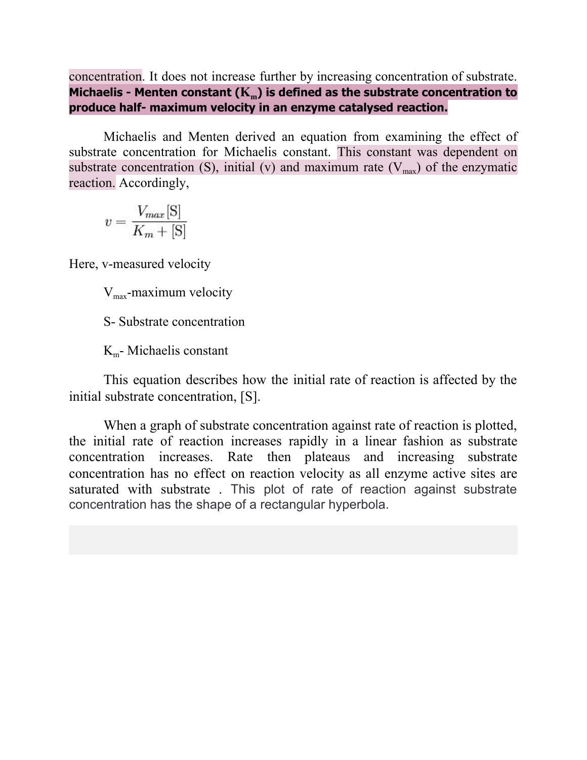concentration. It does not increase further by increasing concentration of substrate. **Michaelis - Menten constant ($K_m$) is defined as the substrate concentration to produce half- maximum velocity in an enzyme catalysed reaction.**

Michaelis and Menten derived an equation from examining the effect of substrate concentration for Michaelis constant. This constant was dependent on substrate concentration (S), initial (v) and maximum rate ($V_{max}$) of the enzymatic reaction. Accordingly,

$$v = \frac{V_{max}[\mathrm{S}]}{K_m + [\mathrm{S}]}$$

Here, v-measured velocity

$V_{max}$-maximum velocity

S- Substrate concentration

$K_m$- Michaelis constant

This equation describes how the initial rate of reaction is affected by the initial substrate concentration, [S].

When a graph of substrate concentration against rate of reaction is plotted, the initial rate of reaction increases rapidly in a linear fashion as substrate concentration increases. Rate then plateaus and increasing substrate concentration has no effect on reaction velocity as all enzyme active sites are saturated with substrate . This plot of rate of reaction against substrate concentration has the shape of a rectangular hyperbola.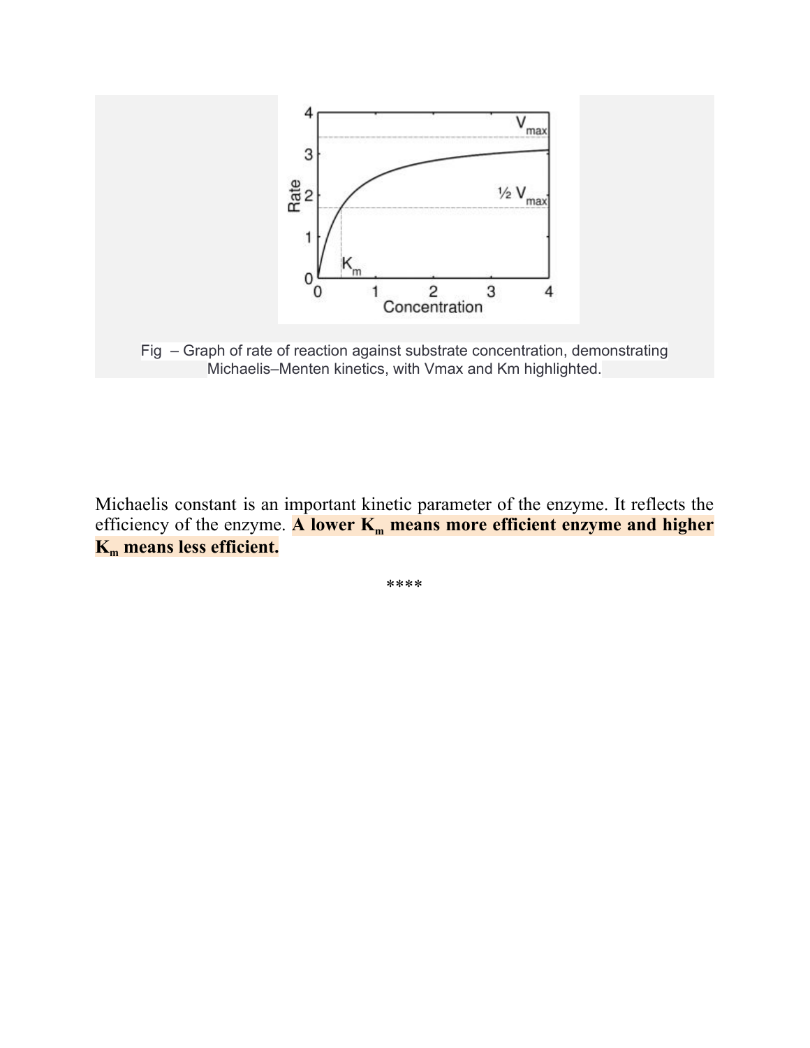4
3
2
1
0
0 1 2 3 4

Rate

Concentration

$V_{max}$

½ $V_{max}$

$K_m$

Fig – Graph of rate of reaction against substrate concentration, demonstrating Michaelis–Menten kinetics, with Vmax and Km highlighted.

Michaelis constant is an important kinetic parameter of the enzyme. It reflects the efficiency of the enzyme. **A lower $K_m$ means more efficient enzyme and higher $K_m$ means less efficient.**

****